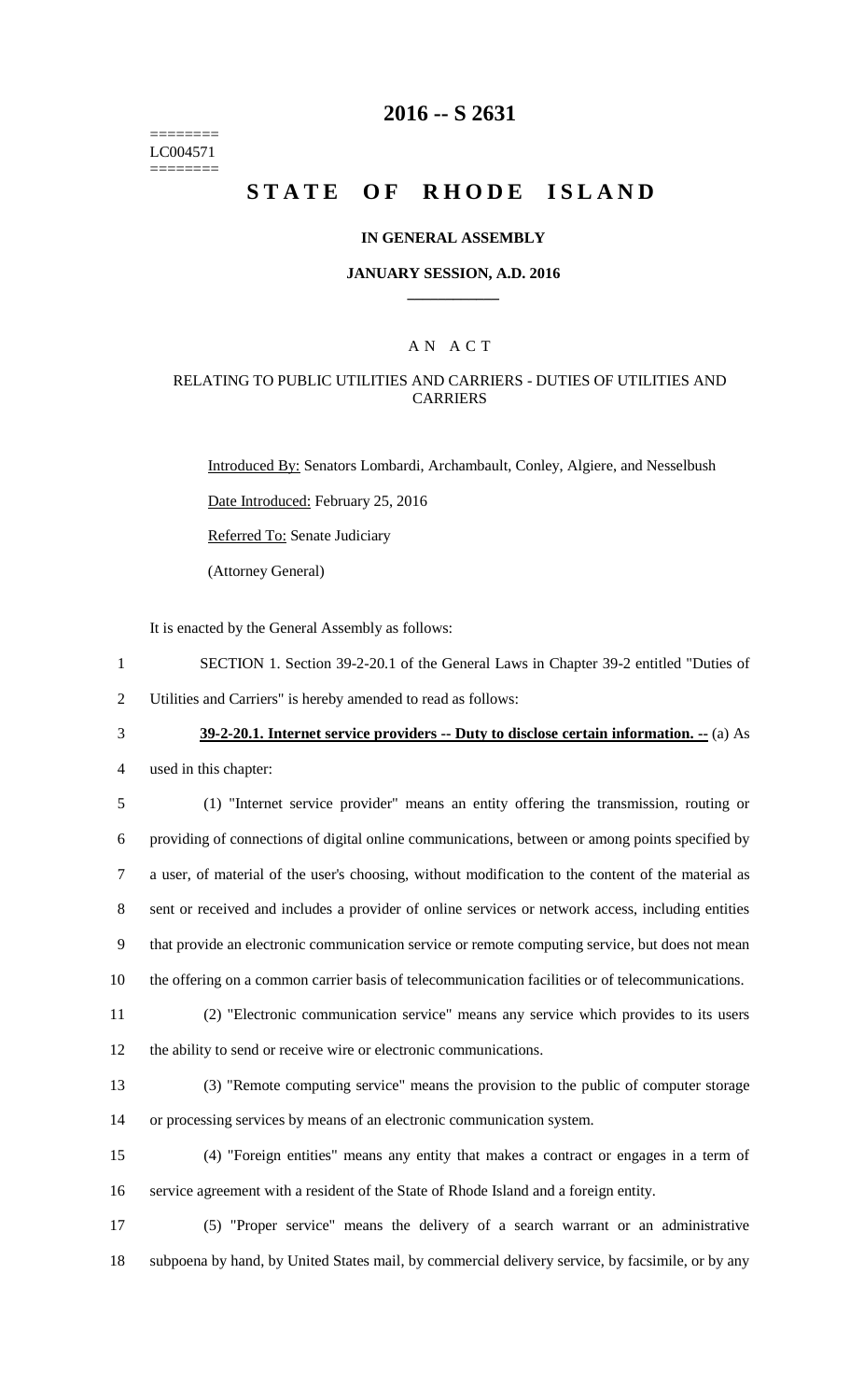======== LC004571 ========

# 2016 -- S 2631

# STATE OF RHODE ISLAND

## IN GENERAL ASSEMBLY

### JANUARY SESSION, A.D. 2016

## A N A C T

### RELATING TO PUBLIC UTILITIES AND CARRIERS - DUTIES OF UTILITIES AND CARRIERS

Introduced By: Senators Lombardi, Archambault, Conley, Algiere, and Nesselbush

Date Introduced: February 25, 2016

Referred To: Senate Judiciary

(Attorney General)

It is enacted by the General Assembly as follows:

1 SECTION 1. Section 39-2-20.1 of the General Laws in Chapter 39-2 entitled "Duties of
2 Utilities and Carriers" is hereby amended to read as follows:

3 **39-2-20.1. Internet service providers -- Duty to disclose certain information. --** (a) As
4 used in this chapter:

5 (1) "Internet service provider" means an entity offering the transmission, routing or
6 providing of connections of digital online communications, between or among points specified by
7 a user, of material of the user's choosing, without modification to the content of the material as
8 sent or received and includes a provider of online services or network access, including entities
9 that provide an electronic communication service or remote computing service, but does not mean
10 the offering on a common carrier basis of telecommunication facilities or of telecommunications.

11 (2) "Electronic communication service" means any service which provides to its users
12 the ability to send or receive wire or electronic communications.

13 (3) "Remote computing service" means the provision to the public of computer storage
14 or processing services by means of an electronic communication system.

15 (4) "Foreign entities" means any entity that makes a contract or engages in a term of
16 service agreement with a resident of the State of Rhode Island and a foreign entity.

17 (5) "Proper service" means the delivery of a search warrant or an administrative
18 subpoena by hand, by United States mail, by commercial delivery service, by facsimile, or by any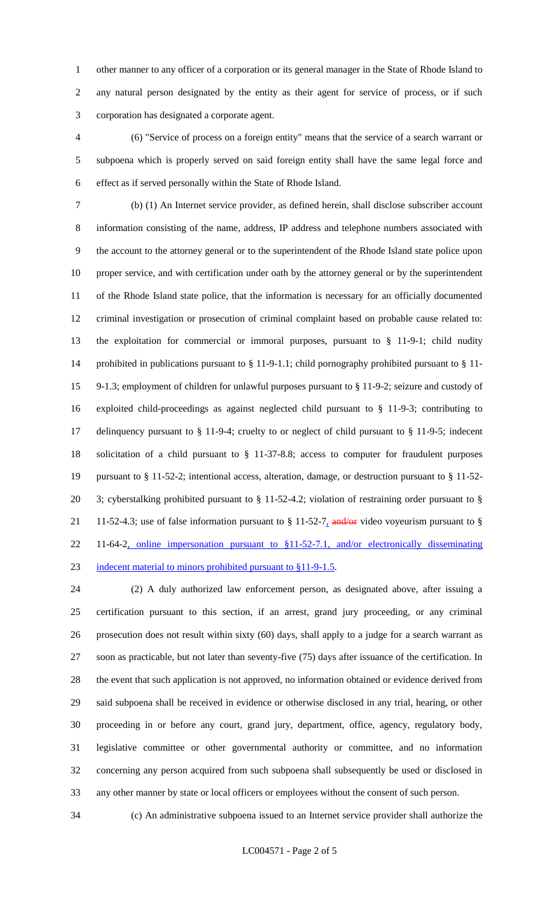other manner to any officer of a corporation or its general manager in the State of Rhode Island to any natural person designated by the entity as their agent for service of process, or if such corporation has designated a corporate agent.

(6) "Service of process on a foreign entity" means that the service of a search warrant or subpoena which is properly served on said foreign entity shall have the same legal force and effect as if served personally within the State of Rhode Island.

(b) (1) An Internet service provider, as defined herein, shall disclose subscriber account information consisting of the name, address, IP address and telephone numbers associated with the account to the attorney general or to the superintendent of the Rhode Island state police upon proper service, and with certification under oath by the attorney general or by the superintendent of the Rhode Island state police, that the information is necessary for an officially documented criminal investigation or prosecution of criminal complaint based on probable cause related to: the exploitation for commercial or immoral purposes, pursuant to § 11-9-1; child nudity prohibited in publications pursuant to § 11-9-1.1; child pornography prohibited pursuant to § 11-9-1.3; employment of children for unlawful purposes pursuant to § 11-9-2; seizure and custody of exploited child-proceedings as against neglected child pursuant to § 11-9-3; contributing to delinquency pursuant to § 11-9-4; cruelty to or neglect of child pursuant to § 11-9-5; indecent solicitation of a child pursuant to § 11-37-8.8; access to computer for fraudulent purposes pursuant to § 11-52-2; intentional access, alteration, damage, or destruction pursuant to § 11-52-3; cyberstalking prohibited pursuant to § 11-52-4.2; violation of restraining order pursuant to § 11-52-4.3; use of false information pursuant to § 11-52-7, ~~and/or~~ video voyeurism pursuant to § 11-64-2, online impersonation pursuant to §11-52-7.1, and/or electronically disseminating indecent material to minors prohibited pursuant to §11-9-1.5.

(2) A duly authorized law enforcement person, as designated above, after issuing a certification pursuant to this section, if an arrest, grand jury proceeding, or any criminal prosecution does not result within sixty (60) days, shall apply to a judge for a search warrant as soon as practicable, but not later than seventy-five (75) days after issuance of the certification. In the event that such application is not approved, no information obtained or evidence derived from said subpoena shall be received in evidence or otherwise disclosed in any trial, hearing, or other proceeding in or before any court, grand jury, department, office, agency, regulatory body, legislative committee or other governmental authority or committee, and no information concerning any person acquired from such subpoena shall subsequently be used or disclosed in any other manner by state or local officers or employees without the consent of such person.

(c) An administrative subpoena issued to an Internet service provider shall authorize the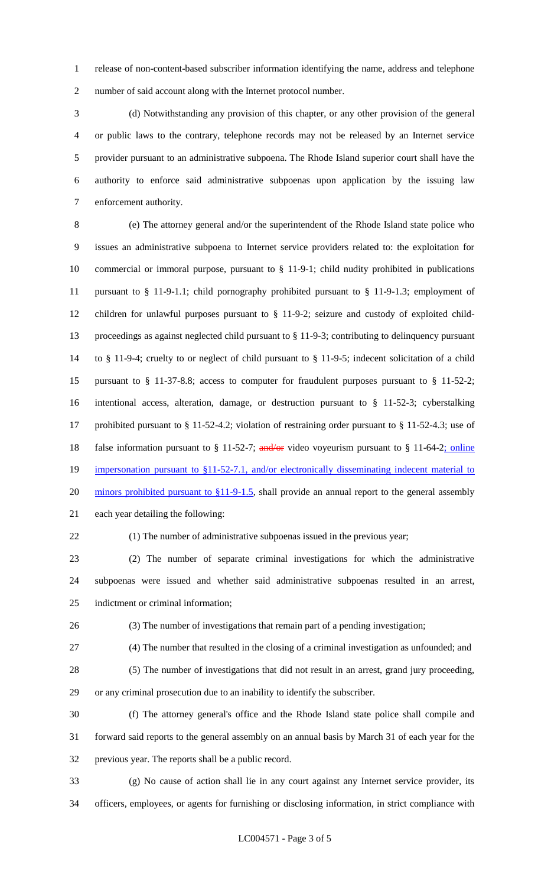release of non-content-based subscriber information identifying the name, address and telephone number of said account along with the Internet protocol number.

(d) Notwithstanding any provision of this chapter, or any other provision of the general or public laws to the contrary, telephone records may not be released by an Internet service provider pursuant to an administrative subpoena. The Rhode Island superior court shall have the authority to enforce said administrative subpoenas upon application by the issuing law enforcement authority.

(e) The attorney general and/or the superintendent of the Rhode Island state police who issues an administrative subpoena to Internet service providers related to: the exploitation for commercial or immoral purpose, pursuant to § 11-9-1; child nudity prohibited in publications pursuant to § 11-9-1.1; child pornography prohibited pursuant to § 11-9-1.3; employment of children for unlawful purposes pursuant to § 11-9-2; seizure and custody of exploited child-proceedings as against neglected child pursuant to § 11-9-3; contributing to delinquency pursuant to § 11-9-4; cruelty to or neglect of child pursuant to § 11-9-5; indecent solicitation of a child pursuant to § 11-37-8.8; access to computer for fraudulent purposes pursuant to § 11-52-2; intentional access, alteration, damage, or destruction pursuant to § 11-52-3; cyberstalking prohibited pursuant to § 11-52-4.2; violation of restraining order pursuant to § 11-52-4.3; use of false information pursuant to § 11-52-7; ~~and/or~~ video voyeurism pursuant to § 11-64-2; online impersonation pursuant to §11-52-7.1, and/or electronically disseminating indecent material to minors prohibited pursuant to §11-9-1.5, shall provide an annual report to the general assembly each year detailing the following:

(1) The number of administrative subpoenas issued in the previous year;

(2) The number of separate criminal investigations for which the administrative subpoenas were issued and whether said administrative subpoenas resulted in an arrest, indictment or criminal information;

(3) The number of investigations that remain part of a pending investigation;

(4) The number that resulted in the closing of a criminal investigation as unfounded; and

(5) The number of investigations that did not result in an arrest, grand jury proceeding, or any criminal prosecution due to an inability to identify the subscriber.

(f) The attorney general's office and the Rhode Island state police shall compile and forward said reports to the general assembly on an annual basis by March 31 of each year for the previous year. The reports shall be a public record.

(g) No cause of action shall lie in any court against any Internet service provider, its officers, employees, or agents for furnishing or disclosing information, in strict compliance with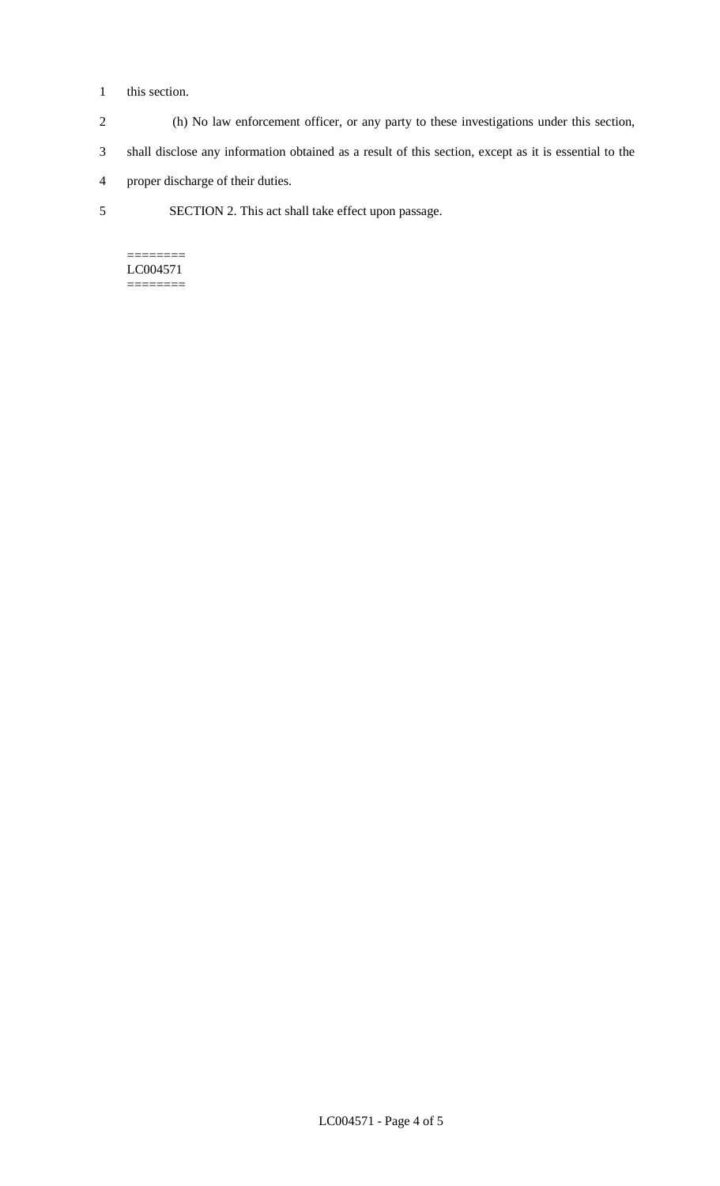this section.

(h) No law enforcement officer, or any party to these investigations under this section, shall disclose any information obtained as a result of this section, except as it is essential to the proper discharge of their duties.

SECTION 2. This act shall take effect upon passage.

========
LC004571
========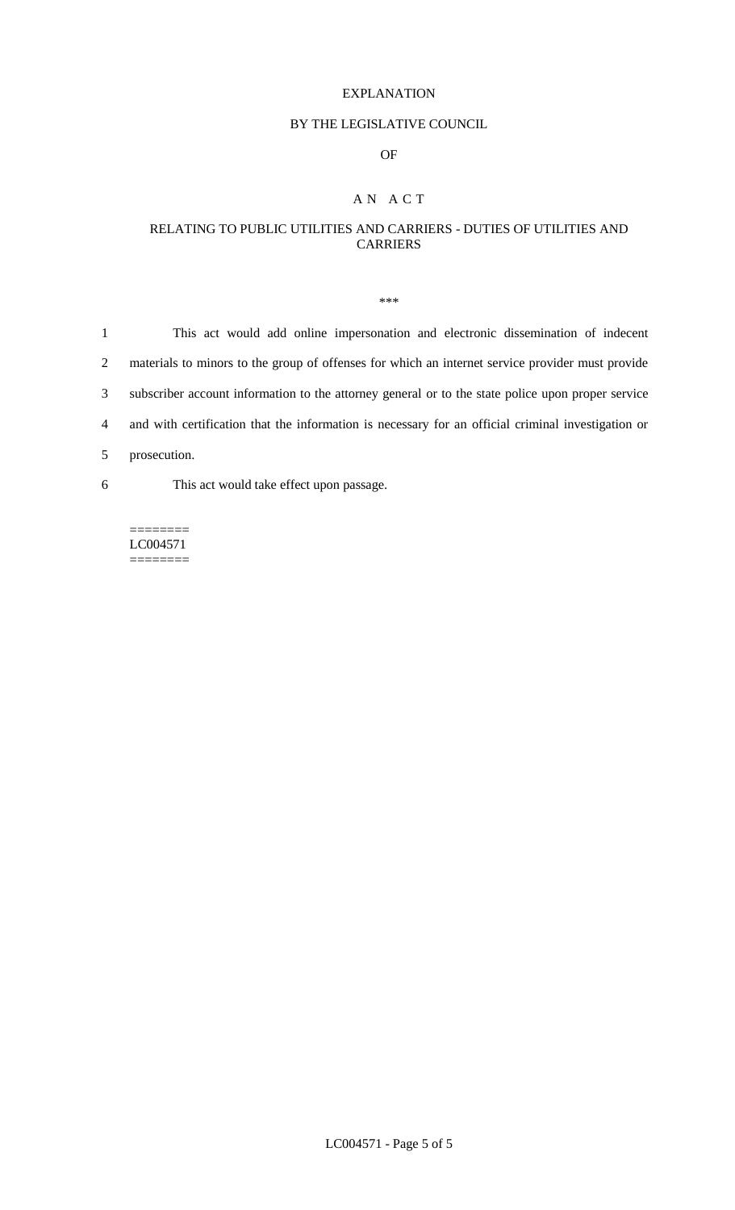EXPLANATION

BY THE LEGISLATIVE COUNCIL

OF

# A N A C T

## RELATING TO PUBLIC UTILITIES AND CARRIERS - DUTIES OF UTILITIES AND CARRIERS

\*\*\*

1 This act would add online impersonation and electronic dissemination of indecent
2 materials to minors to the group of offenses for which an internet service provider must provide
3 subscriber account information to the attorney general or to the state police upon proper service
4 and with certification that the information is necessary for an official criminal investigation or
5 prosecution.

6 This act would take effect upon passage.

========
LC004571
========